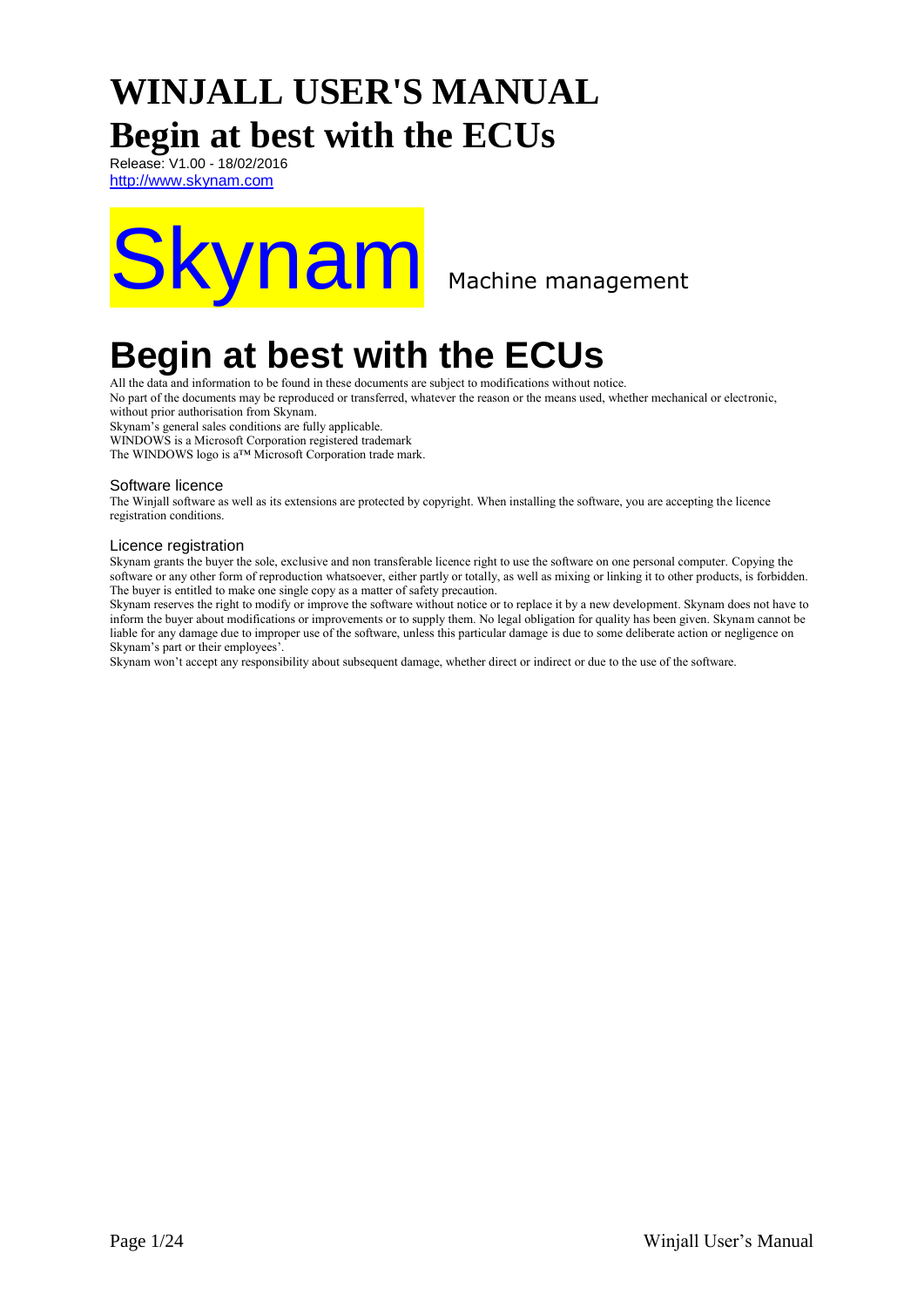# WINJALL USER'S MANUAL

# Begin at best with the ECUs

Release: V1.00 - 18/02/2016

http://www.skynam.com

Skynam Machine management

# Begin at best with the ECUs

All the data and information to be found in these documents are subject to modifications without notice.

No part of the documents may be reproduced or transferred, whatever the reason or the means used, whether mechanical or electronic, without prior authorisation from Skynam.

Skynam's general sales conditions are fully applicable.

WINDOWS is a Microsoft Corporation registered trademark

The WINDOWS logo is a™ Microsoft Corporation trade mark.

### Software licence

The Winjall software as well as its extensions are protected by copyright. When installing the software, you are accepting the licence registration conditions.

### Licence registration

Skynam grants the buyer the sole, exclusive and non transferable licence right to use the software on one personal computer. Copying the software or any other form of reproduction whatsoever, either partly or totally, as well as mixing or linking it to other products, is forbidden. The buyer is entitled to make one single copy as a matter of safety precaution.

Skynam reserves the right to modify or improve the software without notice or to replace it by a new development. Skynam does not have to inform the buyer about modifications or improvements or to supply them. No legal obligation for quality has been given. Skynam cannot be liable for any damage due to improper use of the software, unless this particular damage is due to some deliberate action or negligence on Skynam's part or their employees'.

Skynam won't accept any responsibility about subsequent damage, whether direct or indirect or due to the use of the software.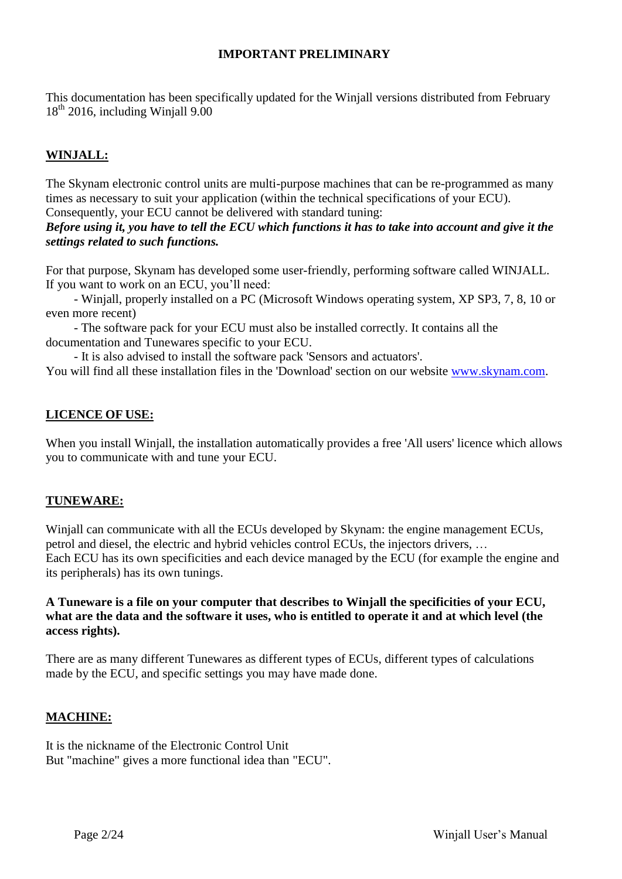**IMPORTANT PRELIMINARY**

This documentation has been specifically updated for the Winjall versions distributed from February 18th 2016, including Winjall 9.00

## WINJALL:

The Skynam electronic control units are multi-purpose machines that can be re-programmed as many times as necessary to suit your application (within the technical specifications of your ECU). Consequently, your ECU cannot be delivered with standard tuning:
***Before using it, you have to tell the ECU which functions it has to take into account and give it the settings related to such functions.***

For that purpose, Skynam has developed some user-friendly, performing software called WINJALL. If you want to work on an ECU, you'll need:

- Winjall, properly installed on a PC (Microsoft Windows operating system, XP SP3, 7, 8, 10 or even more recent)
- The software pack for your ECU must also be installed correctly. It contains all the documentation and Tunewares specific to your ECU.
- It is also advised to install the software pack 'Sensors and actuators'.

You will find all these installation files in the 'Download' section on our website [www.skynam.com](www.skynam.com).

## LICENCE OF USE:

When you install Winjall, the installation automatically provides a free 'All users' licence which allows you to communicate with and tune your ECU.

## TUNEWARE:

Winjall can communicate with all the ECUs developed by Skynam: the engine management ECUs, petrol and diesel, the electric and hybrid vehicles control ECUs, the injectors drivers, …
Each ECU has its own specificities and each device managed by the ECU (for example the engine and its peripherals) has its own tunings.

**A Tuneware is a file on your computer that describes to Winjall the specificities of your ECU, what are the data and the software it uses, who is entitled to operate it and at which level (the access rights).**

There are as many different Tunewares as different types of ECUs, different types of calculations made by the ECU, and specific settings you may have made done.

## MACHINE:

It is the nickname of the Electronic Control Unit
But "machine" gives a more functional idea than "ECU".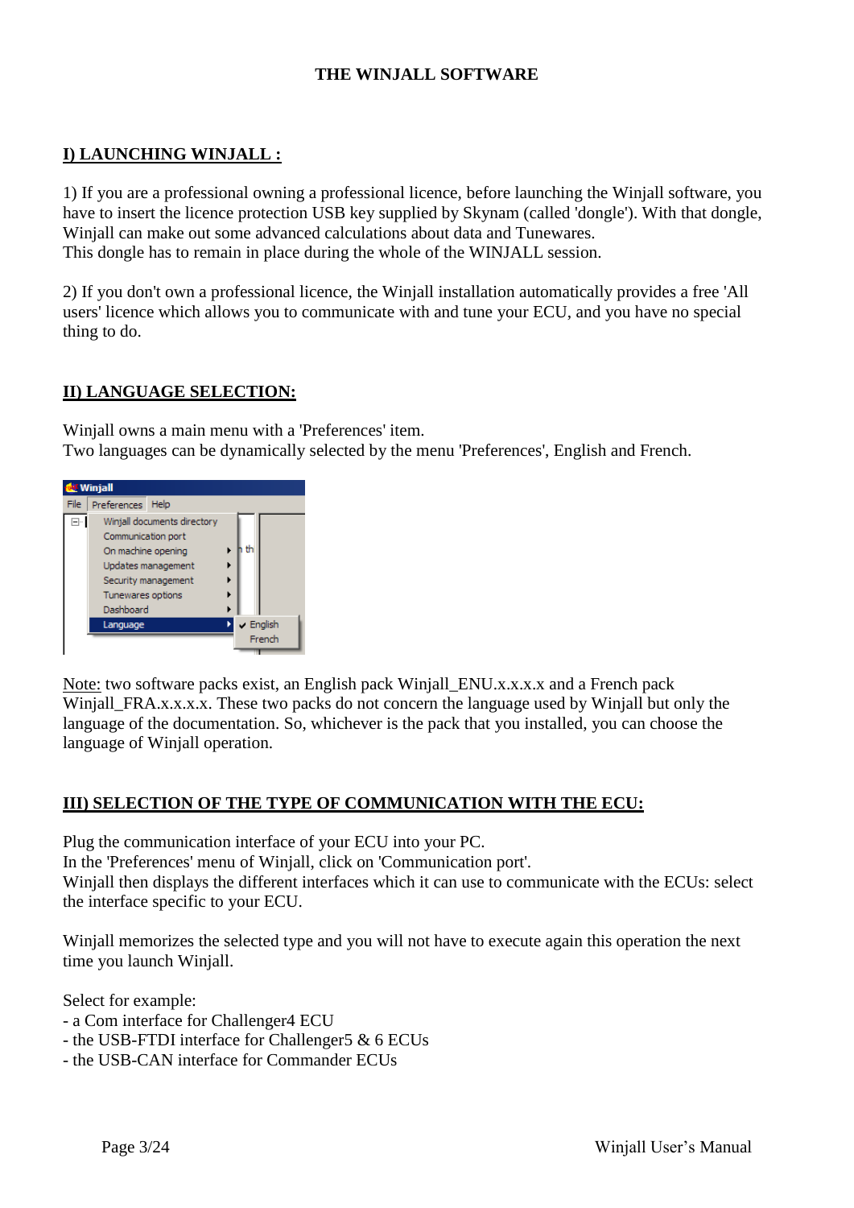# THE WINJALL SOFTWARE

## I) LAUNCHING WINJALL :

1) If you are a professional owning a professional licence, before launching the Winjall software, you have to insert the licence protection USB key supplied by Skynam (called 'dongle'). With that dongle, Winjall can make out some advanced calculations about data and Tunewares.
This dongle has to remain in place during the whole of the WINJALL session.

2) If you don't own a professional licence, the Winjall installation automatically provides a free 'All users' licence which allows you to communicate with and tune your ECU, and you have no special thing to do.

## II) LANGUAGE SELECTION:

Winjall owns a main menu with a 'Preferences' item.
Two languages can be dynamically selected by the menu 'Preferences', English and French.

Note: two software packs exist, an English pack Winjall_ENU.x.x.x.x and a French pack Winjall_FRA.x.x.x.x. These two packs do not concern the language used by Winjall but only the language of the documentation. So, whichever is the pack that you installed, you can choose the language of Winjall operation.

## III) SELECTION OF THE TYPE OF COMMUNICATION WITH THE ECU:

Plug the communication interface of your ECU into your PC.
In the 'Preferences' menu of Winjall, click on 'Communication port'.
Winjall then displays the different interfaces which it can use to communicate with the ECUs: select the interface specific to your ECU.

Winjall memorizes the selected type and you will not have to execute again this operation the next time you launch Winjall.

Select for example:
- a Com interface for Challenger4 ECU
- the USB-FTDI interface for Challenger5 & 6 ECUs
- the USB-CAN interface for Commander ECUs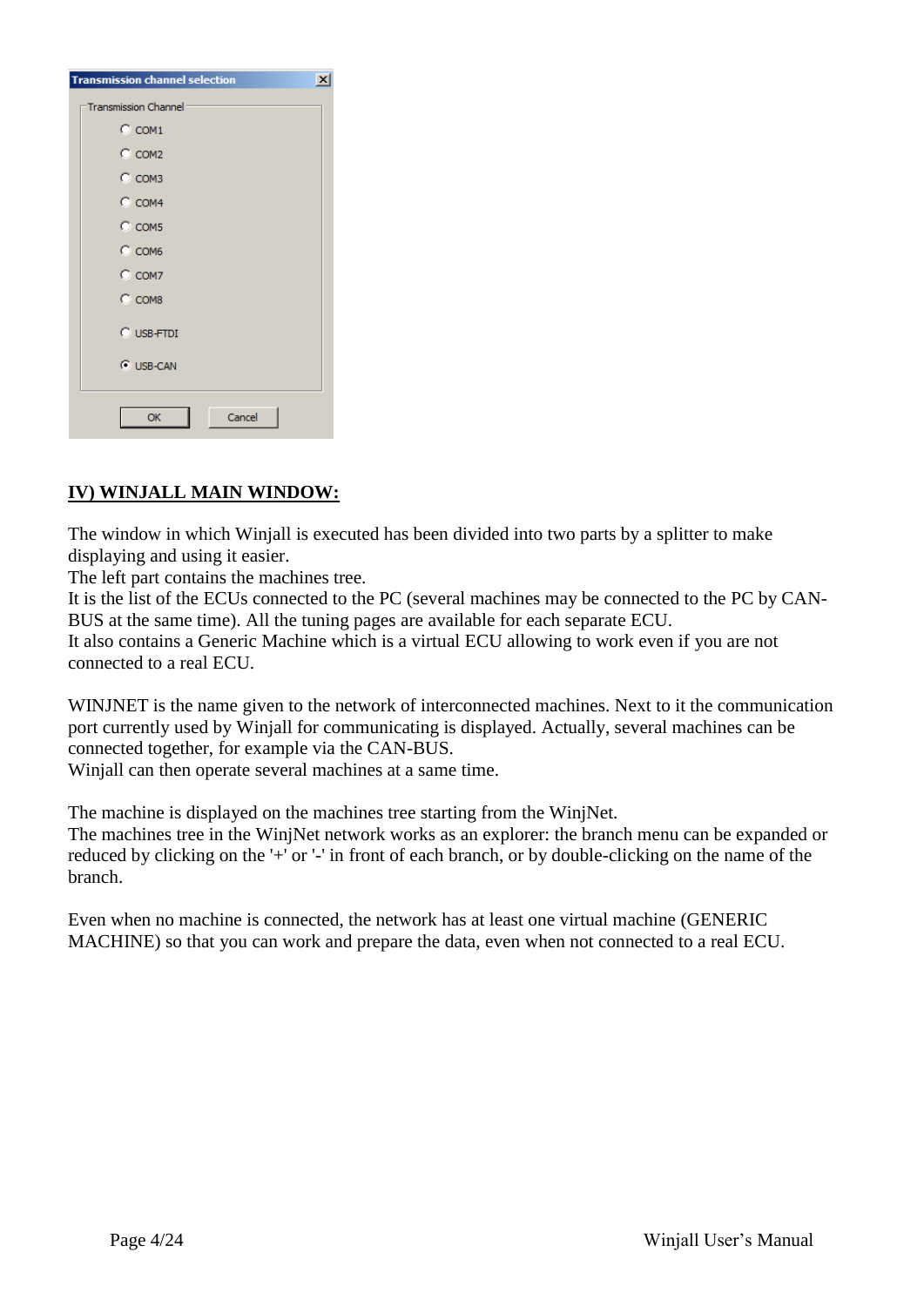Transmission channel selection

Transmission Channel

- COM1
- COM2
- COM3
- COM4
- COM5
- COM6
- COM7
- COM8
- USB-FTDI
- USB-CAN

OK Cancel

## IV) WINJALL MAIN WINDOW:

The window in which Winjall is executed has been divided into two parts by a splitter to make displaying and using it easier.
The left part contains the machines tree.
It is the list of the ECUs connected to the PC (several machines may be connected to the PC by CAN-BUS at the same time). All the tuning pages are available for each separate ECU.
It also contains a Generic Machine which is a virtual ECU allowing to work even if you are not connected to a real ECU.

WINJNET is the name given to the network of interconnected machines. Next to it the communication port currently used by Winjall for communicating is displayed. Actually, several machines can be connected together, for example via the CAN-BUS.
Winjall can then operate several machines at a same time.

The machine is displayed on the machines tree starting from the WinjNet.
The machines tree in the WinjNet network works as an explorer: the branch menu can be expanded or reduced by clicking on the '+' or '-' in front of each branch, or by double-clicking on the name of the branch.

Even when no machine is connected, the network has at least one virtual machine (GENERIC MACHINE) so that you can work and prepare the data, even when not connected to a real ECU.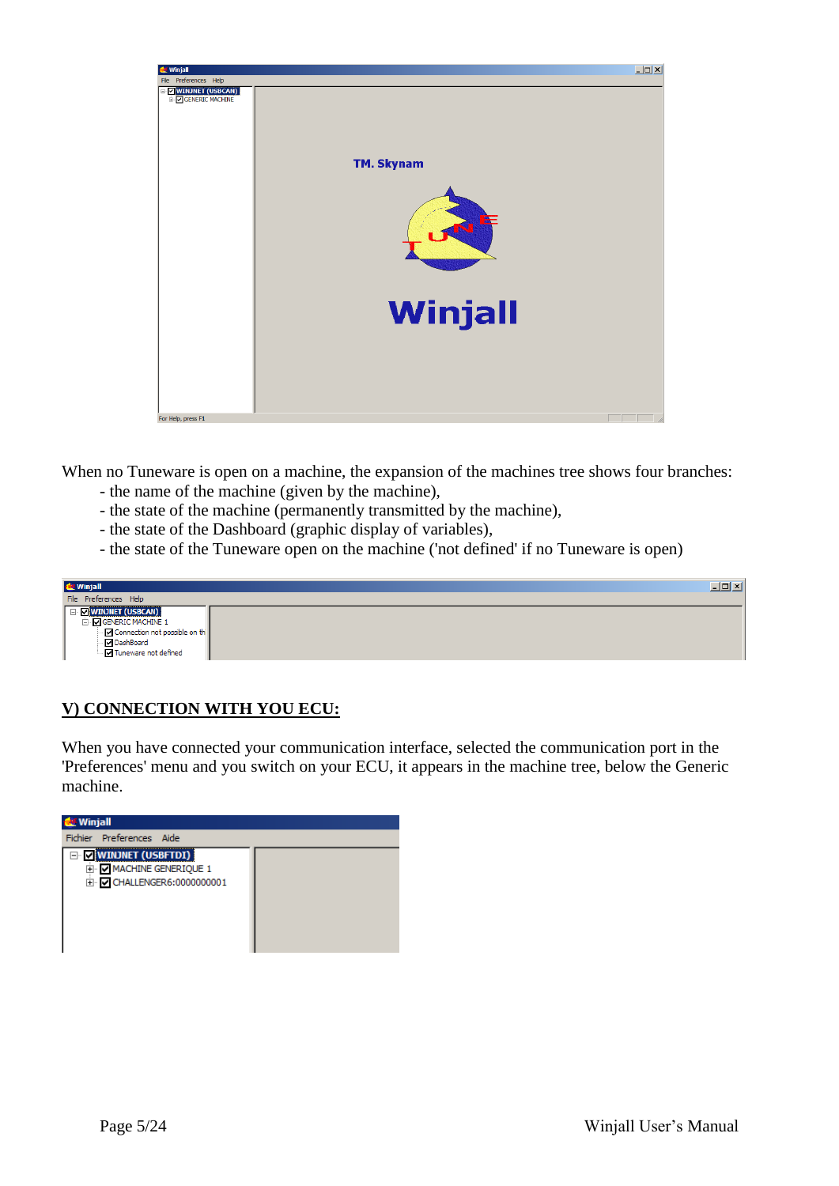When no Tuneware is open on a machine, the expansion of the machines tree shows four branches:

- the name of the machine (given by the machine),
- the state of the machine (permanently transmitted by the machine),
- the state of the Dashboard (graphic display of variables),
- the state of the Tuneware open on the machine ('not defined' if no Tuneware is open)

## V) CONNECTION WITH YOU ECU:

When you have connected your communication interface, selected the communication port in the 'Preferences' menu and you switch on your ECU, it appears in the machine tree, below the Generic machine.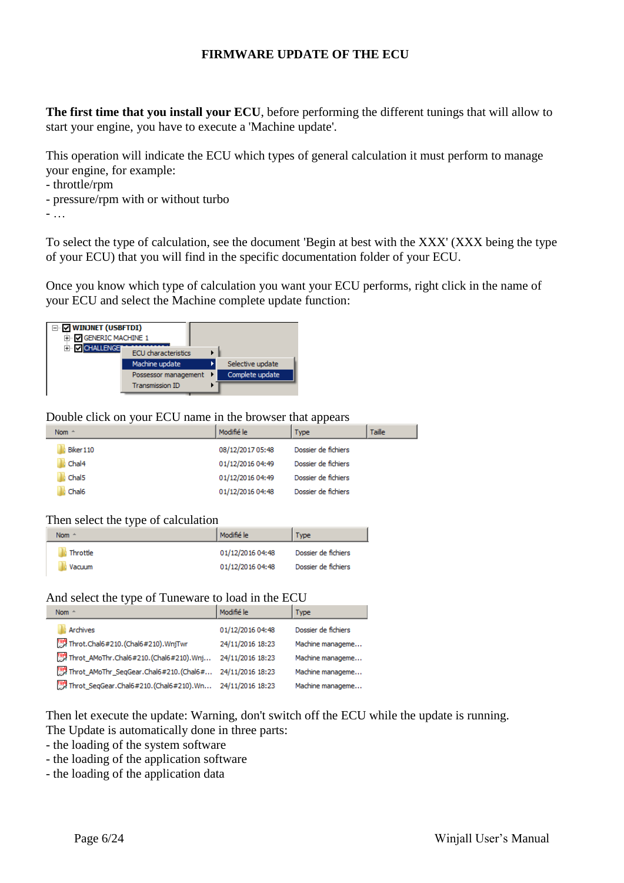# FIRMWARE UPDATE OF THE ECU

**The first time that you install your ECU**, before performing the different tunings that will allow to start your engine, you have to execute a 'Machine update'.

This operation will indicate the ECU which types of general calculation it must perform to manage your engine, for example:
- throttle/rpm
- pressure/rpm with or without turbo
- …

To select the type of calculation, see the document 'Begin at best with the XXX' (XXX being the type of your ECU) that you will find in the specific documentation folder of your ECU.

Once you know which type of calculation you want your ECU performs, right click in the name of your ECU and select the Machine complete update function:

Double click on your ECU name in the browser that appears

| Nom | Modifié le | Type | Taille |
|---|---|---|---|
| Biker110 | 08/12/2017 05:48 | Dossier de fichiers | |
| Chal4 | 01/12/2016 04:49 | Dossier de fichiers | |
| Chal5 | 01/12/2016 04:49 | Dossier de fichiers | |
| Chal6 | 01/12/2016 04:48 | Dossier de fichiers | |

Then select the type of calculation

| Nom | Modifié le | Type |
|---|---|---|
| Throttle | 01/12/2016 04:48 | Dossier de fichiers |
| Vacuum | 01/12/2016 04:48 | Dossier de fichiers |

And select the type of Tuneware to load in the ECU

| Nom | Modifié le | Type |
|---|---|---|
| Archives | 01/12/2016 04:48 | Dossier de fichiers |
| Throt.Chal6#210.(Chal6#210).WnjTwr | 24/11/2016 18:23 | Machine manageme... |
| Throt_AMoThr.Chal6#210.(Chal6#210).Wnj... | 24/11/2016 18:23 | Machine manageme... |
| Throt_AMoThr_SeqGear.Chal6#210.(Chal6#... | 24/11/2016 18:23 | Machine manageme... |
| Throt_SeqGear.Chal6#210.(Chal6#210).Wn... | 24/11/2016 18:23 | Machine manageme... |

Then let execute the update: Warning, don't switch off the ECU while the update is running.
The Update is automatically done in three parts:
- the loading of the system software
- the loading of the application software
- the loading of the application data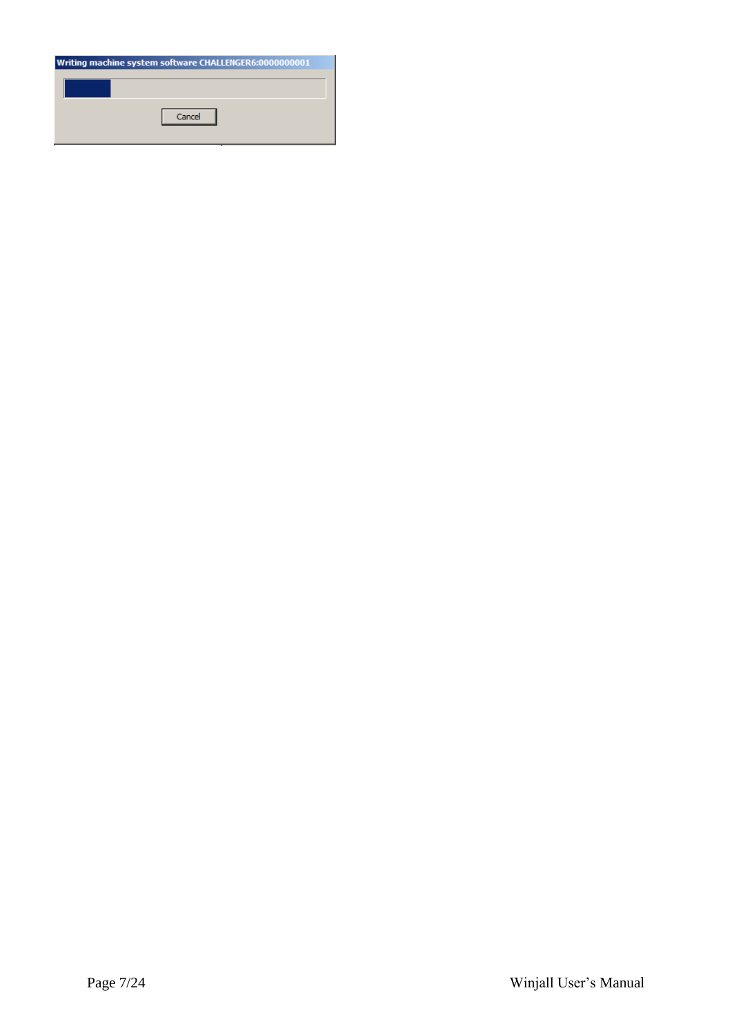Writing machine system software CHALLENGER6:0000000001

Cancel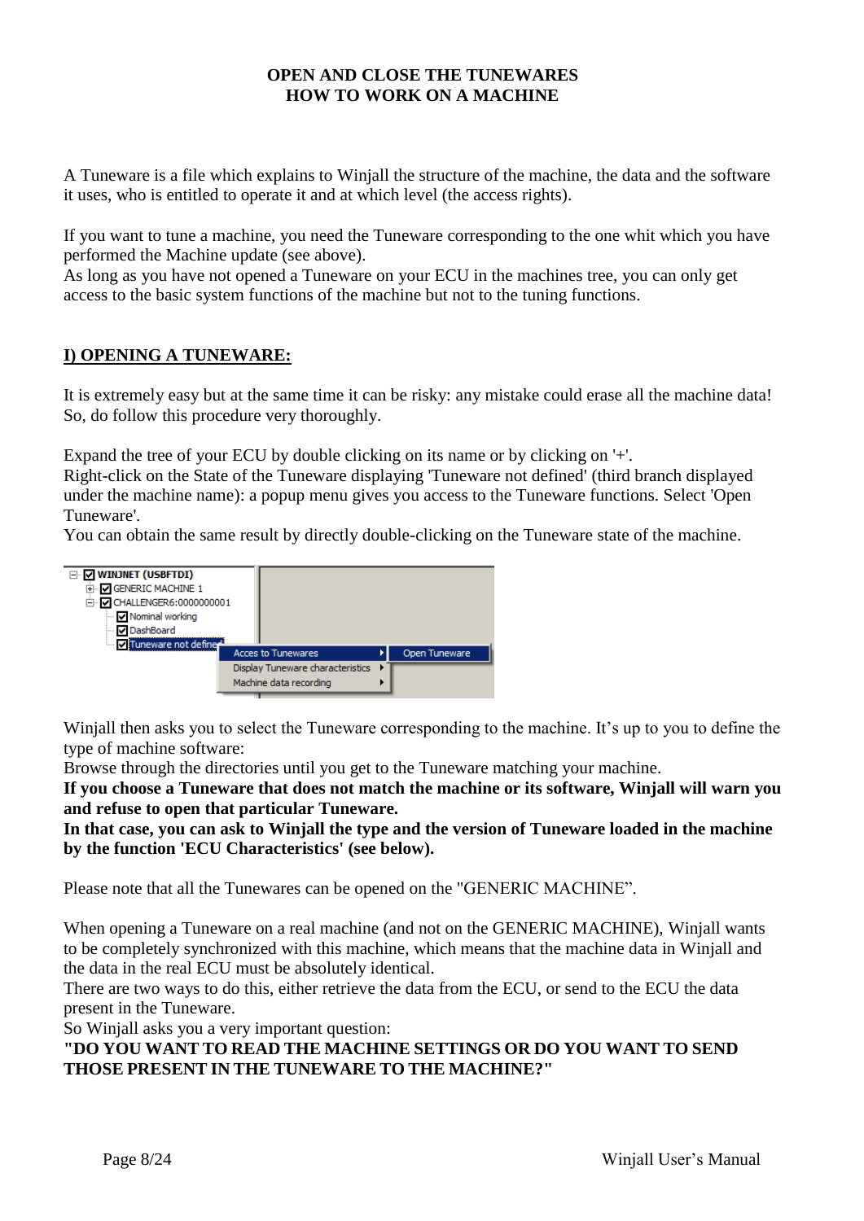**OPEN AND CLOSE THE TUNEWARES**
**HOW TO WORK ON A MACHINE**

A Tuneware is a file which explains to Winjall the structure of the machine, the data and the software it uses, who is entitled to operate it and at which level (the access rights).

If you want to tune a machine, you need the Tuneware corresponding to the one whit which you have performed the Machine update (see above).
As long as you have not opened a Tuneware on your ECU in the machines tree, you can only get access to the basic system functions of the machine but not to the tuning functions.

## I) OPENING A TUNEWARE:

It is extremely easy but at the same time it can be risky: any mistake could erase all the machine data! So, do follow this procedure very thoroughly.

Expand the tree of your ECU by double clicking on its name or by clicking on '+'.
Right-click on the State of the Tuneware displaying 'Tuneware not defined' (third branch displayed under the machine name): a popup menu gives you access to the Tuneware functions. Select 'Open Tuneware'.
You can obtain the same result by directly double-clicking on the Tuneware state of the machine.

Winjall then asks you to select the Tuneware corresponding to the machine. It's up to you to define the type of machine software:
Browse through the directories until you get to the Tuneware matching your machine.
**If you choose a Tuneware that does not match the machine or its software, Winjall will warn you and refuse to open that particular Tuneware.**
**In that case, you can ask to Winjall the type and the version of Tuneware loaded in the machine by the function 'ECU Characteristics' (see below).**

Please note that all the Tunewares can be opened on the "GENERIC MACHINE".

When opening a Tuneware on a real machine (and not on the GENERIC MACHINE), Winjall wants to be completely synchronized with this machine, which means that the machine data in Winjall and the data in the real ECU must be absolutely identical.
There are two ways to do this, either retrieve the data from the ECU, or send to the ECU the data present in the Tuneware.
So Winjall asks you a very important question:
**"DO YOU WANT TO READ THE MACHINE SETTINGS OR DO YOU WANT TO SEND THOSE PRESENT IN THE TUNEWARE TO THE MACHINE?"**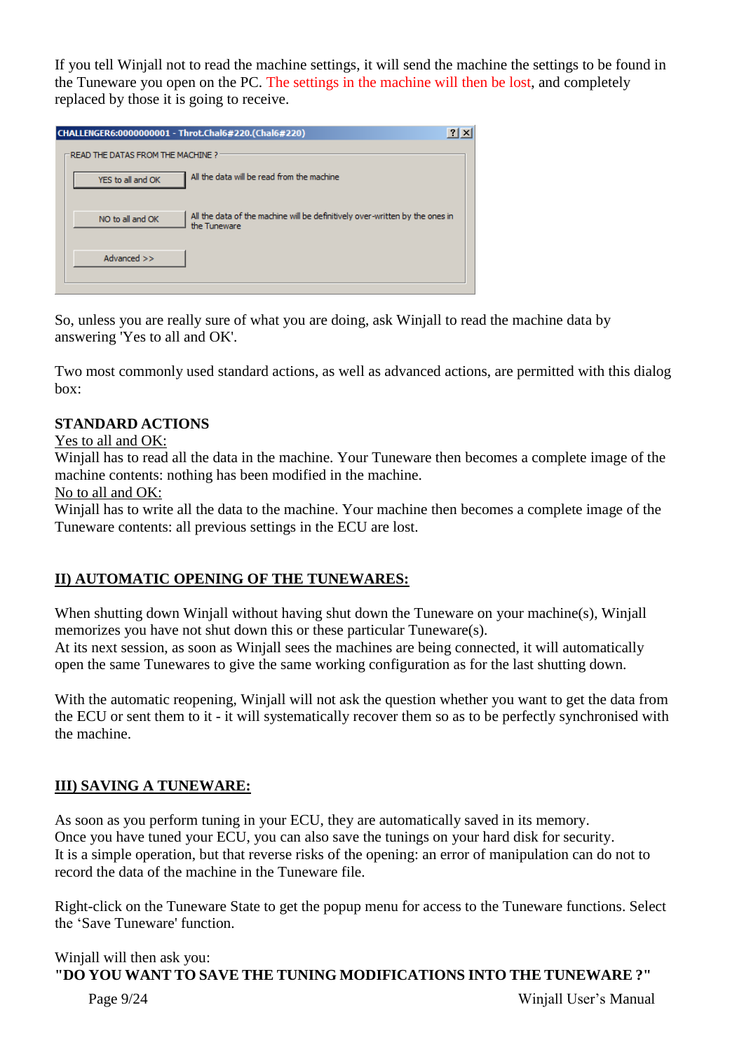If you tell Winjall not to read the machine settings, it will send the machine the settings to be found in the Tuneware you open on the PC. The settings in the machine will then be lost, and completely replaced by those it is going to receive.

So, unless you are really sure of what you are doing, ask Winjall to read the machine data by answering 'Yes to all and OK'.

Two most commonly used standard actions, as well as advanced actions, are permitted with this dialog box:

**STANDARD ACTIONS**

Yes to all and OK:
Winjall has to read all the data in the machine. Your Tuneware then becomes a complete image of the machine contents: nothing has been modified in the machine.

No to all and OK:
Winjall has to write all the data to the machine. Your machine then becomes a complete image of the Tuneware contents: all previous settings in the ECU are lost.

## II) AUTOMATIC OPENING OF THE TUNEWARES:

When shutting down Winjall without having shut down the Tuneware on your machine(s), Winjall memorizes you have not shut down this or these particular Tuneware(s).
At its next session, as soon as Winjall sees the machines are being connected, it will automatically open the same Tunewares to give the same working configuration as for the last shutting down.

With the automatic reopening, Winjall will not ask the question whether you want to get the data from the ECU or sent them to it - it will systematically recover them so as to be perfectly synchronised with the machine.

## III) SAVING A TUNEWARE:

As soon as you perform tuning in your ECU, they are automatically saved in its memory.
Once you have tuned your ECU, you can also save the tunings on your hard disk for security.
It is a simple operation, but that reverse risks of the opening: an error of manipulation can do not to record the data of the machine in the Tuneware file.

Right-click on the Tuneware State to get the popup menu for access to the Tuneware functions. Select the 'Save Tuneware' function.

Winjall will then ask you:
**"DO YOU WANT TO SAVE THE TUNING MODIFICATIONS INTO THE TUNEWARE ?"**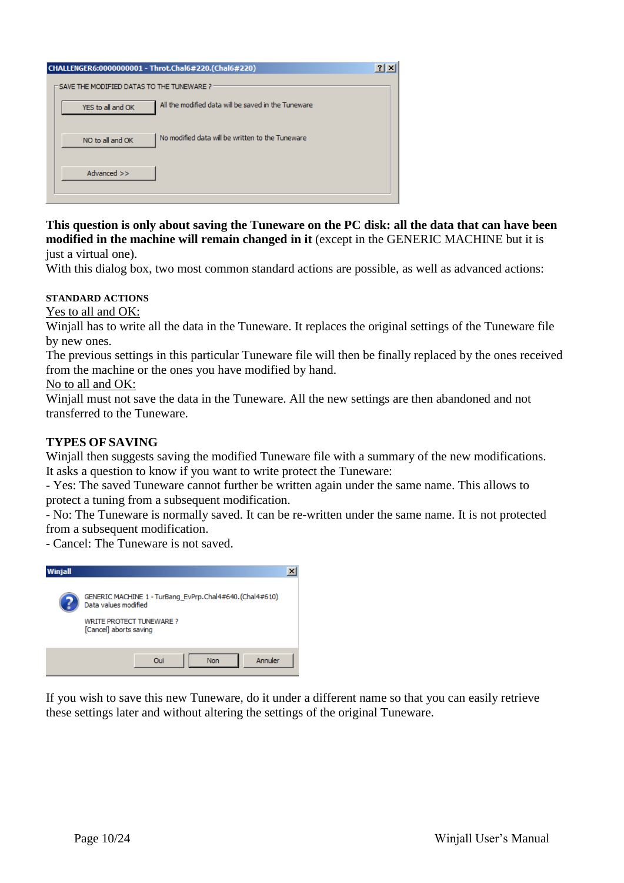**This question is only about saving the Tuneware on the PC disk: all the data that can have been modified in the machine will remain changed in it** (except in the GENERIC MACHINE but it is just a virtual one).

With this dialog box, two most common standard actions are possible, as well as advanced actions:

**STANDARD ACTIONS**

<u>Yes to all and OK:</u>

Winjall has to write all the data in the Tuneware. It replaces the original settings of the Tuneware file by new ones.

The previous settings in this particular Tuneware file will then be finally replaced by the ones received from the machine or the ones you have modified by hand.

<u>No to all and OK:</u>

Winjall must not save the data in the Tuneware. All the new settings are then abandoned and not transferred to the Tuneware.

**TYPES OF SAVING**

Winjall then suggests saving the modified Tuneware file with a summary of the new modifications.

It asks a question to know if you want to write protect the Tuneware:

- Yes: The saved Tuneware cannot further be written again under the same name. This allows to protect a tuning from a subsequent modification.
- No: The Tuneware is normally saved. It can be re-written under the same name. It is not protected from a subsequent modification.
- Cancel: The Tuneware is not saved.

If you wish to save this new Tuneware, do it under a different name so that you can easily retrieve these settings later and without altering the settings of the original Tuneware.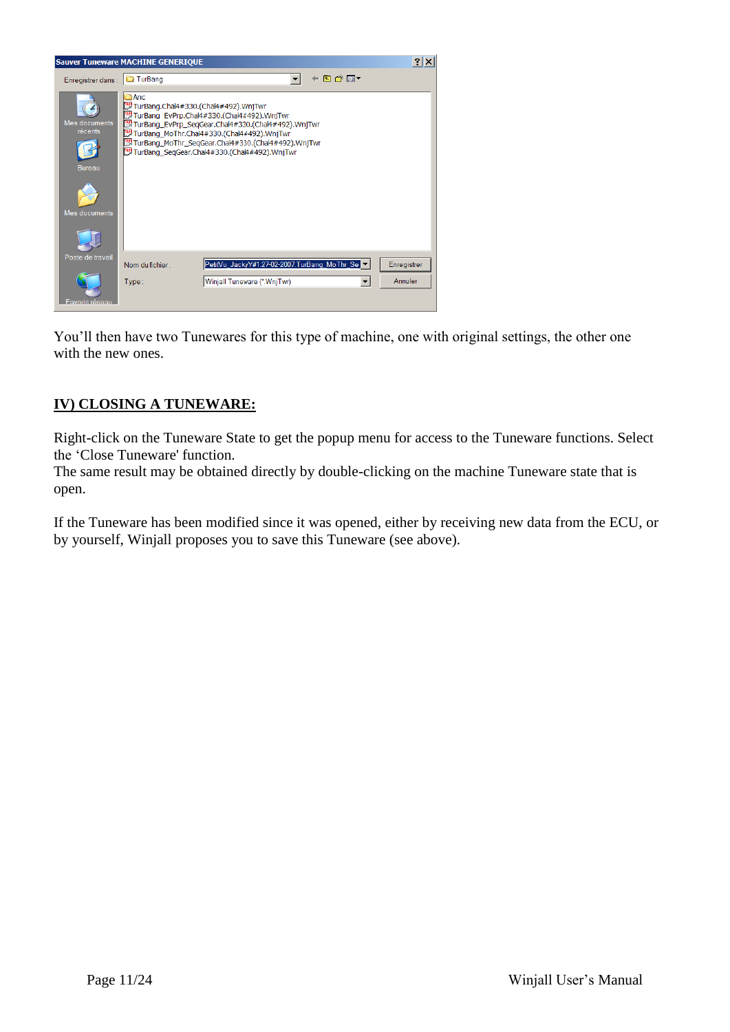You'll then have two Tunewares for this type of machine, one with original settings, the other one with the new ones.

## IV) CLOSING A TUNEWARE:

Right-click on the Tuneware State to get the popup menu for access to the Tuneware functions. Select the 'Close Tuneware' function.
The same result may be obtained directly by double-clicking on the machine Tuneware state that is open.

If the Tuneware has been modified since it was opened, either by receiving new data from the ECU, or by yourself, Winjall proposes you to save this Tuneware (see above).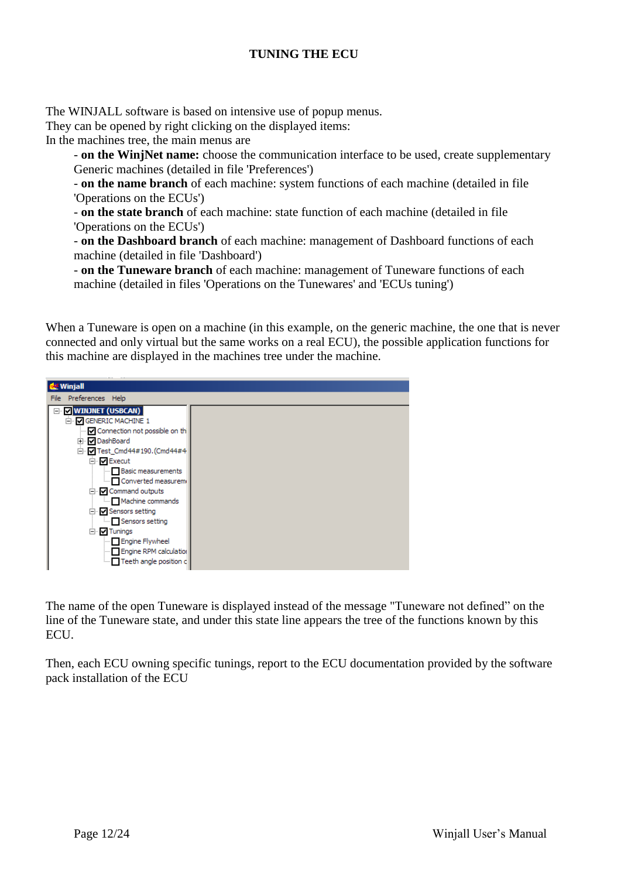# TUNING THE ECU

The WINJALL software is based on intensive use of popup menus.
They can be opened by right clicking on the displayed items:
In the machines tree, the main menus are

- **on the WinjNet name:** choose the communication interface to be used, create supplementary Generic machines (detailed in file 'Preferences')
- **on the name branch** of each machine: system functions of each machine (detailed in file 'Operations on the ECUs')
- **on the state branch** of each machine: state function of each machine (detailed in file 'Operations on the ECUs')
- **on the Dashboard branch** of each machine: management of Dashboard functions of each machine (detailed in file 'Dashboard')
- **on the Tuneware branch** of each machine: management of Tuneware functions of each machine (detailed in files 'Operations on the Tunewares' and 'ECUs tuning')

When a Tuneware is open on a machine (in this example, on the generic machine, the one that is never connected and only virtual but the same works on a real ECU), the possible application functions for this machine are displayed in the machines tree under the machine.

The name of the open Tuneware is displayed instead of the message "Tuneware not defined" on the line of the Tuneware state, and under this state line appears the tree of the functions known by this ECU.

Then, each ECU owning specific tunings, report to the ECU documentation provided by the software pack installation of the ECU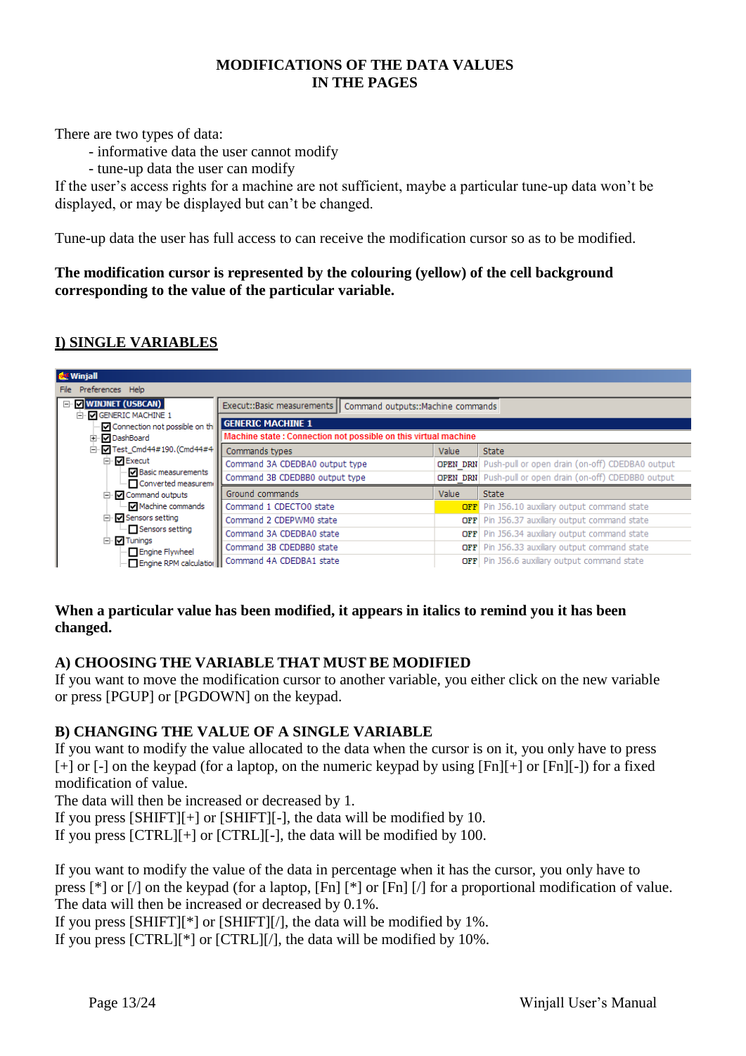# MODIFICATIONS OF THE DATA VALUES IN THE PAGES

There are two types of data:

- informative data the user cannot modify
- tune-up data the user can modify

If the user's access rights for a machine are not sufficient, maybe a particular tune-up data won't be displayed, or may be displayed but can't be changed.

Tune-up data the user has full access to can receive the modification cursor so as to be modified.

**The modification cursor is represented by the colouring (yellow) of the cell background corresponding to the value of the particular variable.**

## I) SINGLE VARIABLES

**When a particular value has been modified, it appears in italics to remind you it has been changed.**

### A) CHOOSING THE VARIABLE THAT MUST BE MODIFIED

If you want to move the modification cursor to another variable, you either click on the new variable or press [PGUP] or [PGDOWN] on the keypad.

### B) CHANGING THE VALUE OF A SINGLE VARIABLE

If you want to modify the value allocated to the data when the cursor is on it, you only have to press [+] or [-] on the keypad (for a laptop, on the numeric keypad by using [Fn][+] or [Fn][-]) for a fixed modification of value.
The data will then be increased or decreased by 1.
If you press [SHIFT][+] or [SHIFT][-], the data will be modified by 10.
If you press [CTRL][+] or [CTRL][-], the data will be modified by 100.

If you want to modify the value of the data in percentage when it has the cursor, you only have to press [*] or [/] on the keypad (for a laptop, [Fn] [*] or [Fn] [/] for a proportional modification of value.
The data will then be increased or decreased by 0.1%.
If you press [SHIFT][*] or [SHIFT][/], the data will be modified by 1%.
If you press [CTRL][*] or [CTRL][/], the data will be modified by 10%.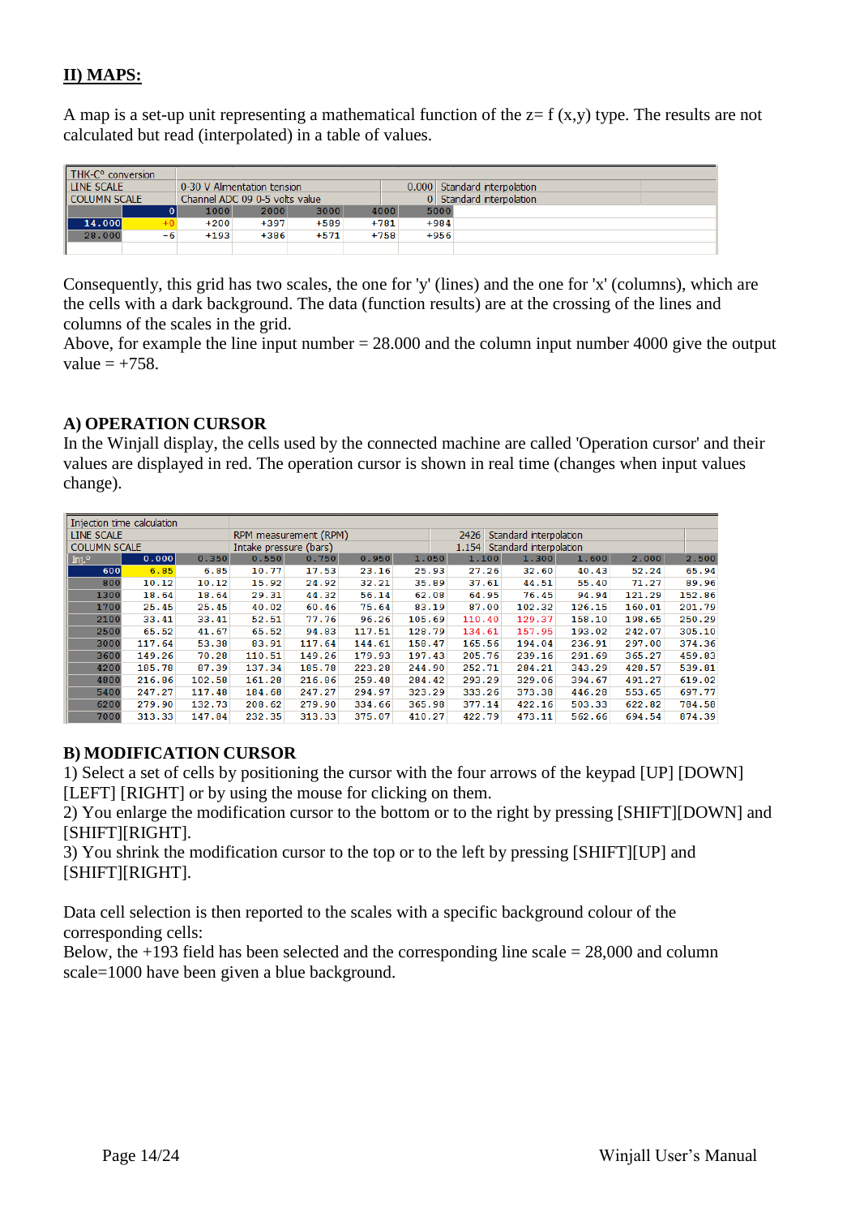## II) MAPS:

A map is a set-up unit representing a mathematical function of the z= f (x,y) type. The results are not calculated but read (interpolated) in a table of values.

| THK-C° conversion | | | | | | |
|---|---|---|---|---|---|---|
| LINE SCALE | 0-30 V Alimentation tension | | | | 0.000 | Standard interpolation |
| COLUMN SCALE | Channel ADC 09 0-5 volts value | | | | 0 | Standard interpolation |
| | 0 | 1000 | 2000 | 3000 | 4000 | 5000 |
| 14.000 | +0 | +200 | +397 | +589 | +781 | +984 |
| 28.000 | -6 | +193 | +386 | +571 | +758 | +956 |

Consequently, this grid has two scales, the one for 'y' (lines) and the one for 'x' (columns), which are the cells with a dark background. The data (function results) are at the crossing of the lines and columns of the scales in the grid.
Above, for example the line input number = 28.000 and the column input number 4000 give the output value = +758.

### A) OPERATION CURSOR

In the Winjall display, the cells used by the connected machine are called 'Operation cursor' and their values are displayed in red. The operation cursor is shown in real time (changes when input values change).

| Injection time calculation | | | | | | | | | | | |
|---|---|---|---|---|---|---|---|---|---|---|---|
| LINE SCALE | RPM measurement (RPM) | | | | | 2426 | Standard interpolation | | | | |
| COLUMN SCALE | Intake pressure (bars) | | | | | 1.154 | Standard interpolation | | | | |
| Inj.° | 0.000 | 0.350 | 0.550 | 0.750 | 0.950 | 1.050 | 1.100 | 1.300 | 1.600 | 2.000 | 2.500 |
| 600 | 6.85 | 6.85 | 10.77 | 17.53 | 23.16 | 25.93 | 27.26 | 32.60 | 40.43 | 52.24 | 65.94 |
| 800 | 10.12 | 10.12 | 15.92 | 24.92 | 32.21 | 35.89 | 37.61 | 44.51 | 55.40 | 71.27 | 89.96 |
| 1300 | 18.64 | 18.64 | 29.31 | 44.32 | 56.14 | 62.08 | 64.95 | 76.45 | 94.94 | 121.29 | 152.86 |
| 1700 | 25.45 | 25.45 | 40.02 | 60.46 | 75.64 | 83.19 | 87.00 | 102.32 | 126.15 | 160.01 | 201.79 |
| 2100 | 33.41 | 33.41 | 52.51 | 77.76 | 96.26 | 105.69 | 110.40 | 129.37 | 158.10 | 198.65 | 250.29 |
| 2500 | 65.52 | 41.67 | 65.52 | 94.83 | 117.51 | 128.79 | 134.61 | 157.95 | 193.02 | 242.07 | 305.10 |
| 3000 | 117.64 | 53.30 | 83.91 | 117.64 | 144.61 | 158.47 | 165.56 | 194.04 | 236.91 | 297.00 | 374.36 |
| 3600 | 149.26 | 70.28 | 110.51 | 149.26 | 179.93 | 197.43 | 205.76 | 239.16 | 291.69 | 365.27 | 459.83 |
| 4200 | 185.78 | 87.39 | 137.34 | 185.78 | 223.28 | 244.90 | 252.71 | 284.21 | 343.29 | 428.57 | 539.81 |
| 4800 | 216.86 | 102.58 | 161.28 | 216.86 | 259.48 | 284.42 | 293.29 | 329.06 | 394.67 | 491.27 | 619.02 |
| 5400 | 247.27 | 117.48 | 184.68 | 247.27 | 294.97 | 323.29 | 333.26 | 373.38 | 446.28 | 553.65 | 697.77 |
| 6200 | 279.90 | 132.73 | 208.62 | 279.90 | 334.66 | 365.98 | 377.14 | 422.16 | 503.33 | 622.82 | 784.58 |
| 7000 | 313.33 | 147.84 | 232.35 | 313.33 | 375.07 | 410.27 | 422.79 | 473.11 | 562.66 | 694.54 | 874.39 |

### B) MODIFICATION CURSOR

1) Select a set of cells by positioning the cursor with the four arrows of the keypad [UP] [DOWN] [LEFT] [RIGHT] or by using the mouse for clicking on them.
2) You enlarge the modification cursor to the bottom or to the right by pressing [SHIFT][DOWN] and [SHIFT][RIGHT].
3) You shrink the modification cursor to the top or to the left by pressing [SHIFT][UP] and [SHIFT][RIGHT].

Data cell selection is then reported to the scales with a specific background colour of the corresponding cells:
Below, the +193 field has been selected and the corresponding line scale = 28,000 and column scale=1000 have been given a blue background.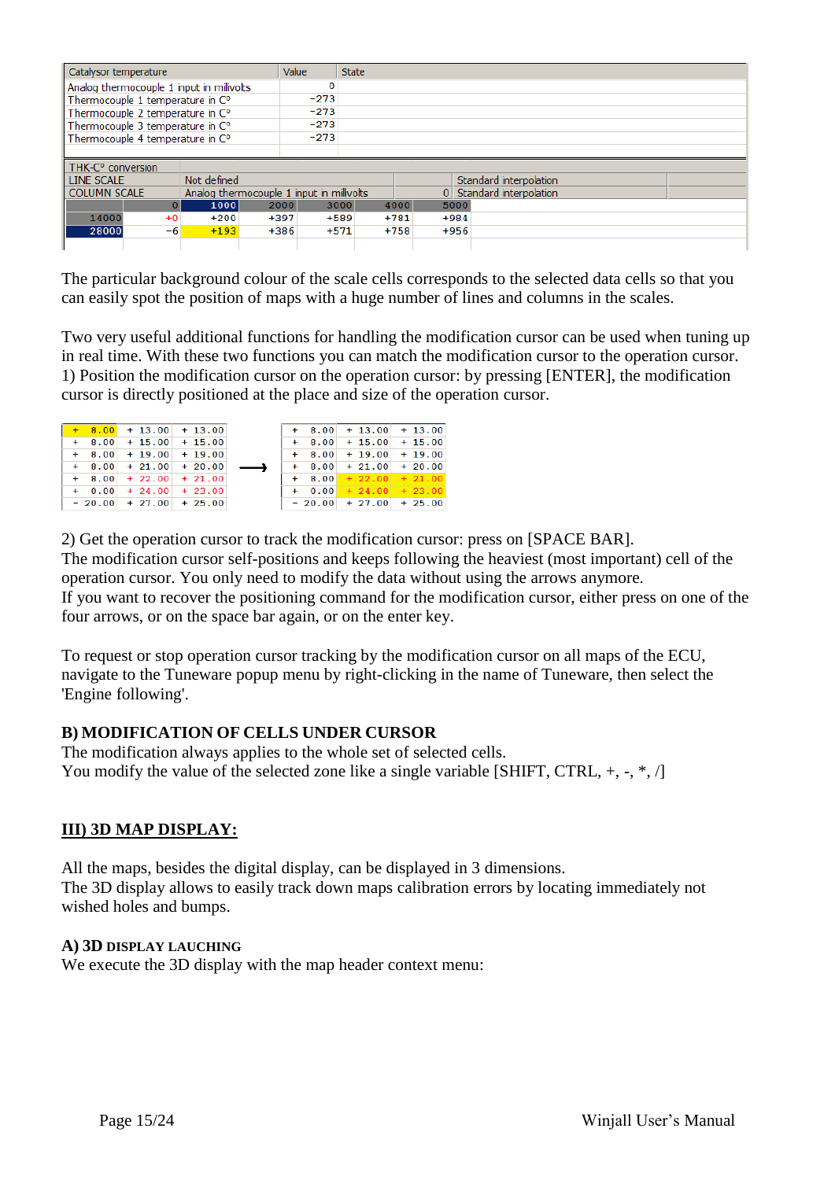| Catalysor temperature | Value | State |
|---|---|---|
| Analog thermocouple 1 input in millivolts | 0 | |
| Thermocouple 1 temperature in C° | -273 | |
| Thermocouple 2 temperature in C° | -273 | |
| Thermocouple 3 temperature in C° | -273 | |
| Thermocouple 4 temperature in C° | -273 | |

| THK-C° conversion | | | | | | | |
|---|---|---|---|---|---|---|---|
| LINE SCALE | Not defined | | | | Standard interpolation | | |
| COLUMN SCALE | Analog thermocouple 1 input in millivolts | | | 0 | Standard interpolation | | |
| | 0 | 1000 | 2000 | 3000 | 4000 | 5000 | |
| 14000 | +0 | +200 | +397 | +589 | +781 | +984 | |
| 28000 | -6 | +193 | +386 | +571 | +758 | +956 | |

The particular background colour of the scale cells corresponds to the selected data cells so that you can easily spot the position of maps with a huge number of lines and columns in the scales.

Two very useful additional functions for handling the modification cursor can be used when tuning up in real time. With these two functions you can match the modification cursor to the operation cursor.
1) Position the modification cursor on the operation cursor: by pressing [ENTER], the modification cursor is directly positioned at the place and size of the operation cursor.

| | | |
|---|---|---|
| + 8.00 | + 13.00 | + 13.00 |
| + 8.00 | + 15.00 | + 15.00 |
| + 8.00 | + 19.00 | + 19.00 |
| + 8.00 | + 21.00 | + 20.00 |
| + 8.00 | + 22.00 | + 21.00 |
| + 0.00 | + 24.00 | + 23.00 |
| - 20.00 | + 27.00 | + 25.00 |

⟶

| | | |
|---|---|---|
| + 8.00 | + 13.00 | + 13.00 |
| + 8.00 | + 15.00 | + 15.00 |
| + 8.00 | + 19.00 | + 19.00 |
| + 8.00 | + 21.00 | + 20.00 |
| + 8.00 | + 22.00 | + 21.00 |
| + 0.00 | + 24.00 | + 23.00 |
| - 20.00 | + 27.00 | + 25.00 |

2) Get the operation cursor to track the modification cursor: press on [SPACE BAR].
The modification cursor self-positions and keeps following the heaviest (most important) cell of the operation cursor. You only need to modify the data without using the arrows anymore.
If you want to recover the positioning command for the modification cursor, either press on one of the four arrows, or on the space bar again, or on the enter key.

To request or stop operation cursor tracking by the modification cursor on all maps of the ECU, navigate to the Tuneware popup menu by right-clicking in the name of Tuneware, then select the 'Engine following'.

**B) MODIFICATION OF CELLS UNDER CURSOR**
The modification always applies to the whole set of selected cells.
You modify the value of the selected zone like a single variable [SHIFT, CTRL, +, -, *, /]

## III) 3D MAP DISPLAY:

All the maps, besides the digital display, can be displayed in 3 dimensions.
The 3D display allows to easily track down maps calibration errors by locating immediately not wished holes and bumps.

### A) 3D DISPLAY LAUCHING
We execute the 3D display with the map header context menu: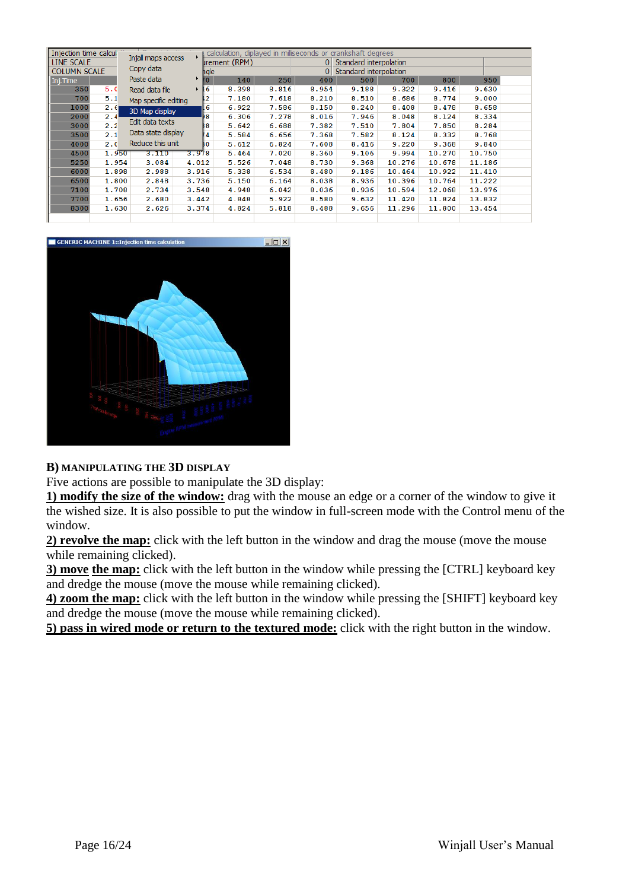**B) MANIPULATING THE 3D DISPLAY**

Five actions are possible to manipulate the 3D display:

**1) modify the size of the window:** drag with the mouse an edge or a corner of the window to give it the wished size. It is also possible to put the window in full-screen mode with the Control menu of the window.

**2) revolve the map:** click with the left button in the window and drag the mouse (move the mouse while remaining clicked).

**3) move the map:** click with the left button in the window while pressing the [CTRL] keyboard key and dredge the mouse (move the mouse while remaining clicked).

**4) zoom the map:** click with the left button in the window while pressing the [SHIFT] keyboard key and dredge the mouse (move the mouse while remaining clicked).

**5) pass in wired mode or return to the textured mode:** click with the right button in the window.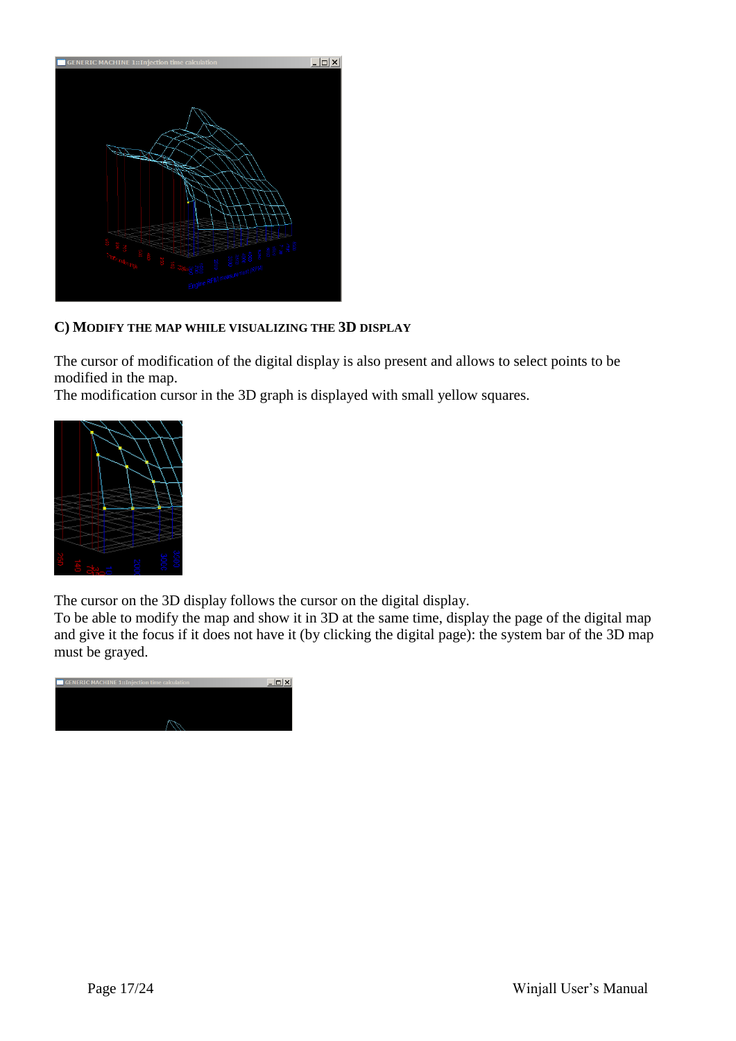### C) Modify the map while visualizing the 3D display

The cursor of modification of the digital display is also present and allows to select points to be modified in the map.
The modification cursor in the 3D graph is displayed with small yellow squares.

The cursor on the 3D display follows the cursor on the digital display.
To be able to modify the map and show it in 3D at the same time, display the page of the digital map and give it the focus if it does not have it (by clicking the digital page): the system bar of the 3D map must be grayed.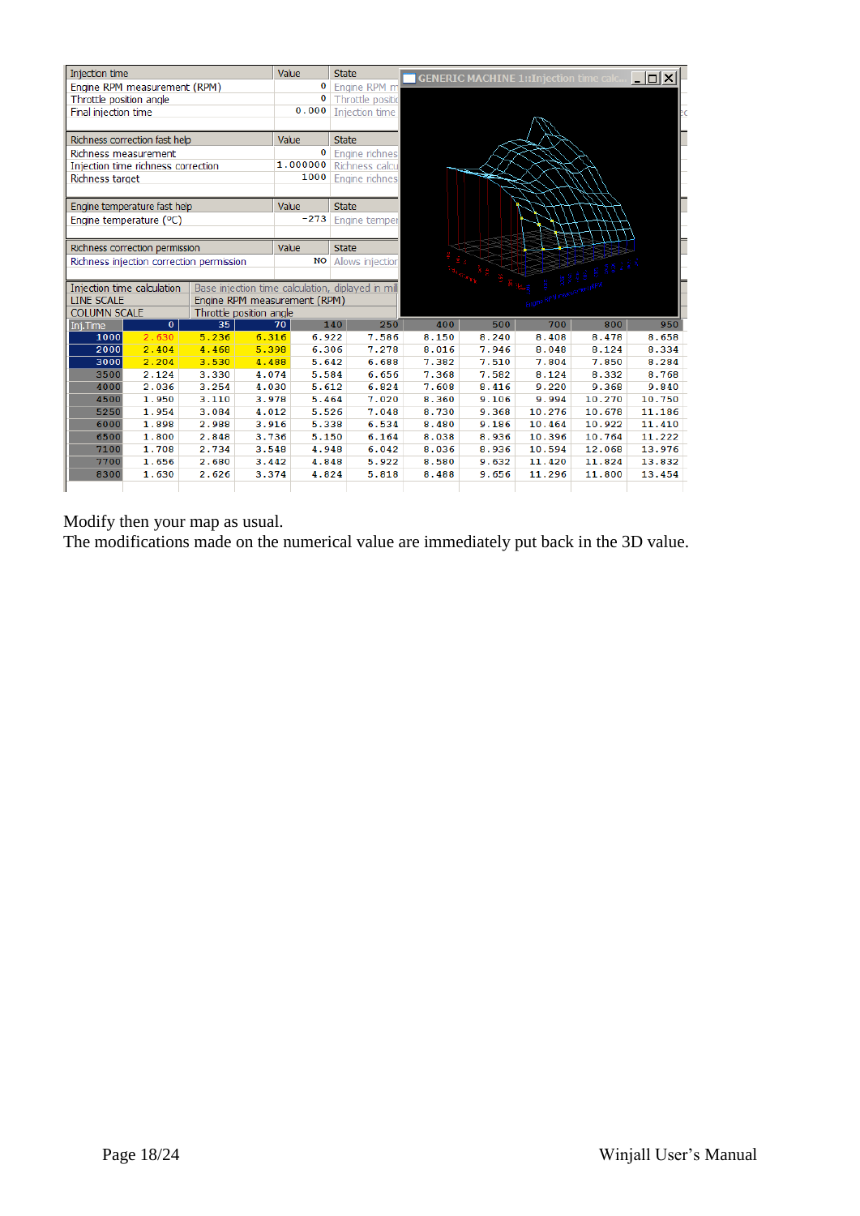| Injection time | Value | State |
|---|---|---|
| Engine RPM measurement (RPM) | 0 | Engine RPM m |
| Throttle position angle | 0 | Throttle positi |
| Final injection time | 0.000 | Injection time |

| Richness correction fast help | Value | State |
|---|---|---|
| Richness measurement | 0 | Engine richnes |
| Injection time richness correction | 1.000000 | Richness calcu |
| Richness target | 1000 | Engine richnes |

| Engine temperature fast help | Value | State |
|---|---|---|
| Engine temperature (°C) | -273 | Engine temper |

| Richness correction permission | Value | State |
|---|---|---|
| Richness injection correction permission | NO | Allows injection |

| Injection time calculation | Base injection time calculation, displayed in mil |
|---|---|
| LINE SCALE | Engine RPM measurement (RPM) |
| COLUMN SCALE | Throttle position angle |

| Inj.Time | 0 | 35 | 70 | 140 | 250 | 400 | 500 | 700 | 800 | 950 |
|---|---|---|---|---|---|---|---|---|---|---|
| 1000 | 2.630 | 5.236 | 6.316 | 6.922 | 7.586 | 8.150 | 8.240 | 8.408 | 8.478 | 8.658 |
| 2000 | 2.404 | 4.468 | 5.398 | 6.306 | 7.278 | 8.016 | 7.946 | 8.048 | 8.124 | 8.334 |
| 3000 | 2.204 | 3.530 | 4.488 | 5.642 | 6.688 | 7.382 | 7.510 | 7.804 | 7.850 | 8.284 |
| 3500 | 2.124 | 3.330 | 4.074 | 5.584 | 6.656 | 7.368 | 7.582 | 8.124 | 8.332 | 8.768 |
| 4000 | 2.036 | 3.254 | 4.030 | 5.612 | 6.824 | 7.608 | 8.416 | 9.220 | 9.368 | 9.840 |
| 4500 | 1.950 | 3.110 | 3.978 | 5.464 | 7.020 | 8.360 | 9.106 | 9.994 | 10.270 | 10.750 |
| 5250 | 1.954 | 3.084 | 4.012 | 5.526 | 7.048 | 8.730 | 9.368 | 10.276 | 10.678 | 11.186 |
| 6000 | 1.898 | 2.988 | 3.916 | 5.338 | 6.534 | 8.480 | 9.186 | 10.464 | 10.922 | 11.410 |
| 6500 | 1.800 | 2.848 | 3.736 | 5.150 | 6.164 | 8.038 | 8.936 | 10.396 | 10.764 | 11.222 |
| 7100 | 1.708 | 2.734 | 3.548 | 4.948 | 6.042 | 8.036 | 8.936 | 10.594 | 12.068 | 13.976 |
| 7700 | 1.656 | 2.680 | 3.442 | 4.848 | 5.922 | 8.580 | 9.632 | 11.420 | 11.824 | 13.832 |
| 8300 | 1.630 | 2.626 | 3.374 | 4.824 | 5.818 | 8.488 | 9.656 | 11.296 | 11.800 | 13.454 |

Modify then your map as usual.
The modifications made on the numerical value are immediately put back in the 3D value.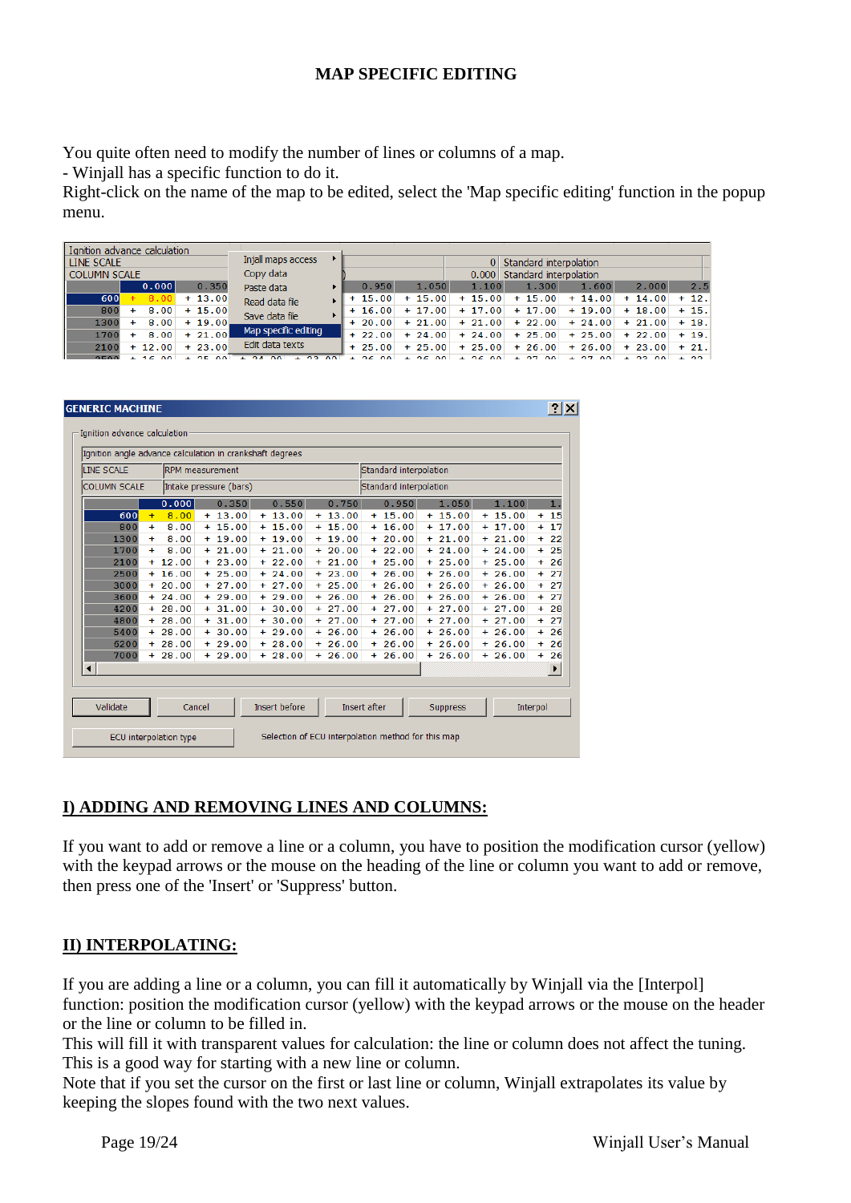# MAP SPECIFIC EDITING

You quite often need to modify the number of lines or columns of a map.
- Winjall has a specific function to do it.
Right-click on the name of the map to be edited, select the 'Map specific editing' function in the popup menu.

## I) ADDING AND REMOVING LINES AND COLUMNS:

If you want to add or remove a line or a column, you have to position the modification cursor (yellow) with the keypad arrows or the mouse on the heading of the line or column you want to add or remove, then press one of the 'Insert' or 'Suppress' button.

## II) INTERPOLATING:

If you are adding a line or a column, you can fill it automatically by Winjall via the [Interpol] function: position the modification cursor (yellow) with the keypad arrows or the mouse on the header or the line or column to be filled in.
This will fill it with transparent values for calculation: the line or column does not affect the tuning.
This is a good way for starting with a new line or column.
Note that if you set the cursor on the first or last line or column, Winjall extrapolates its value by keeping the slopes found with the two next values.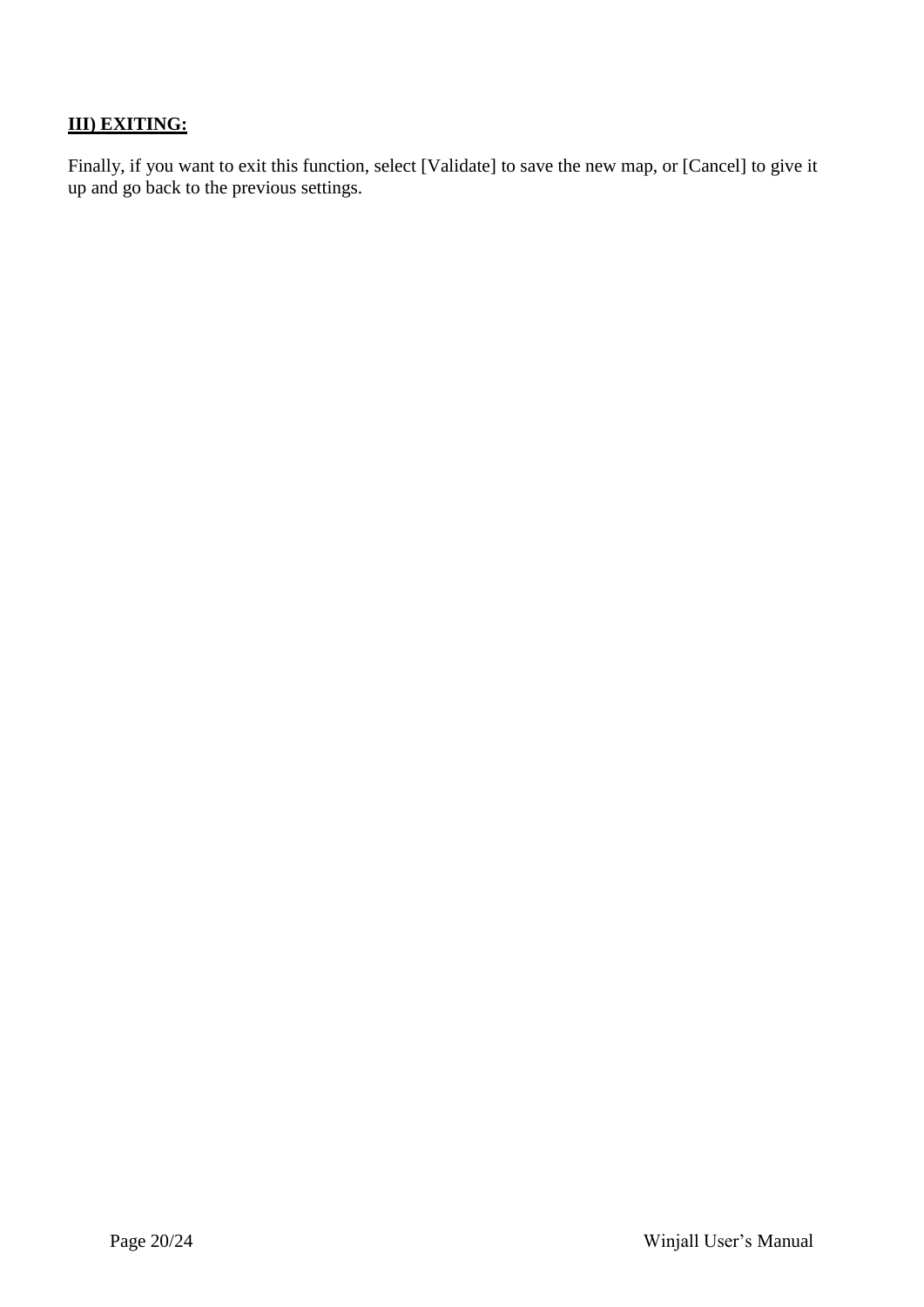### III) EXITING:

Finally, if you want to exit this function, select [Validate] to save the new map, or [Cancel] to give it up and go back to the previous settings.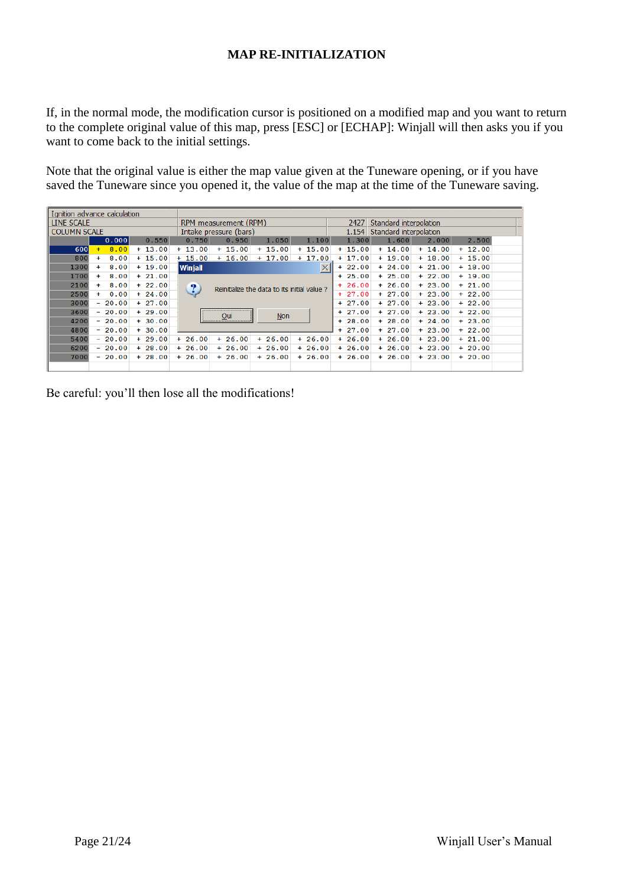# MAP RE-INITIALIZATION

If, in the normal mode, the modification cursor is positioned on a modified map and you want to return to the complete original value of this map, press [ESC] or [ECHAP]: Winjall will then asks you if you want to come back to the initial settings.

Note that the original value is either the map value given at the Tuneware opening, or if you have saved the Tuneware since you opened it, the value of the map at the time of the Tuneware saving.

Ignition advance calculation

LINE SCALE — RPM measurement (RPM) — 2427 — Standard interpolation

COLUMN SCALE — Intake pressure (bars) — 1.154 — Standard interpolation

| | 0.000 | 0.550 | 0.750 | 0.950 | 1.050 | 1.100 | 1.300 | 1.600 | 2.000 | 2.500 |
|---|---|---|---|---|---|---|---|---|---|---|
| 600 | + 8.00 | + 13.00 | + 13.00 | + 15.00 | + 15.00 | + 15.00 | + 15.00 | + 14.00 | + 14.00 | + 12.00 |
| 800 | + 8.00 | + 15.00 | + 15.00 | + 16.00 | + 17.00 | + 17.00 | + 17.00 | + 19.00 | + 18.00 | + 15.00 |
| 1300 | + 8.00 | + 19.00 | | | | | + 22.00 | + 24.00 | + 21.00 | + 18.00 |
| 1700 | + 8.00 | + 21.00 | | | | | + 25.00 | + 25.00 | + 22.00 | + 19.00 |
| 2100 | + 8.00 | + 22.00 | | | | | + 26.00 | + 26.00 | + 23.00 | + 21.00 |
| 2500 | + 0.00 | + 24.00 | | | | | + 27.00 | + 27.00 | + 23.00 | + 22.00 |
| 3000 | - 20.00 | + 27.00 | | | | | + 27.00 | + 27.00 | + 23.00 | + 22.00 |
| 3600 | - 20.00 | + 29.00 | | | | | + 27.00 | + 27.00 | + 23.00 | + 22.00 |
| 4200 | - 20.00 | + 30.00 | | | | | + 28.00 | + 28.00 | + 24.00 | + 23.00 |
| 4800 | - 20.00 | + 30.00 | | | | | + 27.00 | + 27.00 | + 23.00 | + 22.00 |
| 5400 | - 20.00 | + 29.00 | + 26.00 | + 26.00 | + 26.00 | + 26.00 | + 26.00 | + 26.00 | + 23.00 | + 21.00 |
| 6200 | - 20.00 | + 28.00 | + 26.00 | + 26.00 | + 26.00 | + 26.00 | + 26.00 | + 26.00 | + 23.00 | + 20.00 |
| 7000 | - 20.00 | + 28.00 | + 26.00 | + 26.00 | + 26.00 | + 26.00 | + 26.00 | + 26.00 | + 23.00 | + 20.00 |

Winjall

Reinitialize the data to its initial value ?

Oui — Non

Be careful: you'll then lose all the modifications!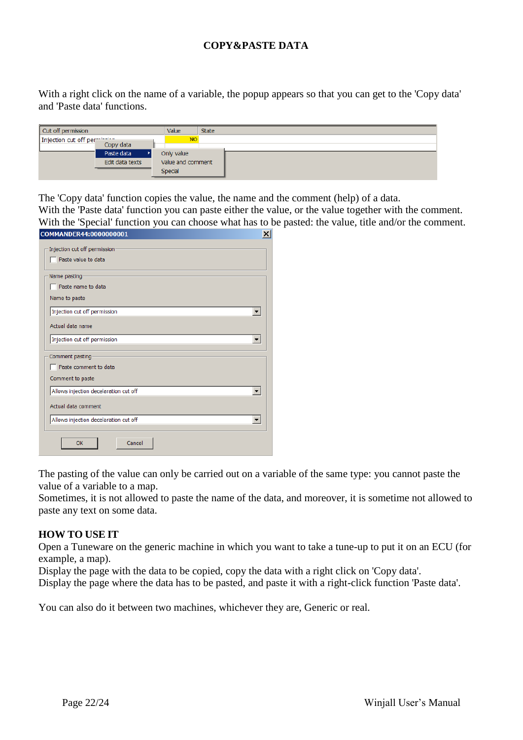# COPY&PASTE DATA

With a right click on the name of a variable, the popup appears so that you can get to the 'Copy data' and 'Paste data' functions.

The 'Copy data' function copies the value, the name and the comment (help) of a data.
With the 'Paste data' function you can paste either the value, or the value together with the comment.
With the 'Special' function you can choose what has to be pasted: the value, title and/or the comment.

The pasting of the value can only be carried out on a variable of the same type: you cannot paste the value of a variable to a map.
Sometimes, it is not allowed to paste the name of the data, and moreover, it is sometime not allowed to paste any text on some data.

## HOW TO USE IT

Open a Tuneware on the generic machine in which you want to take a tune-up to put it on an ECU (for example, a map).
Display the page with the data to be copied, copy the data with a right click on 'Copy data'.
Display the page where the data has to be pasted, and paste it with a right-click function 'Paste data'.

You can also do it between two machines, whichever they are, Generic or real.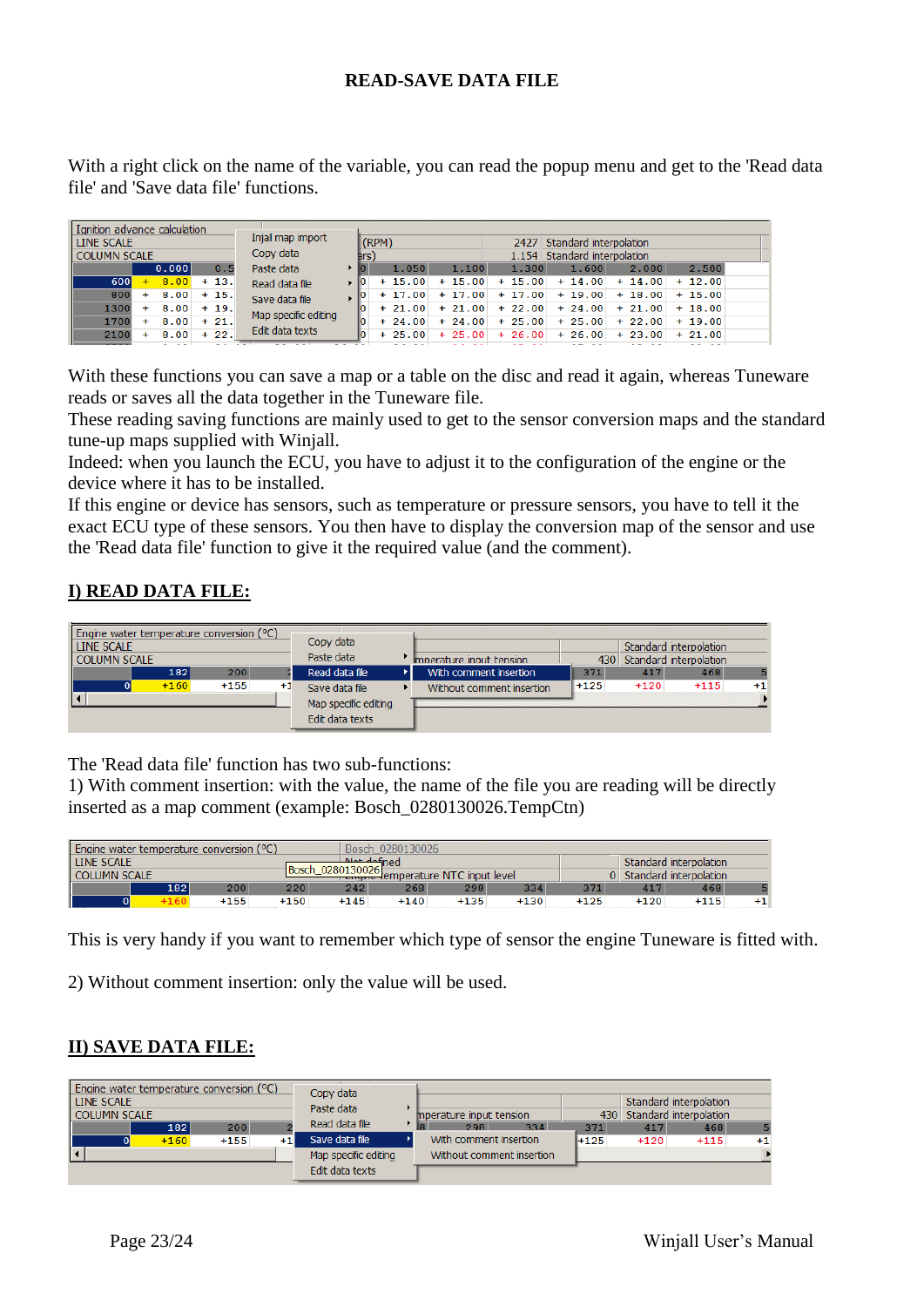# READ-SAVE DATA FILE

With a right click on the name of the variable, you can read the popup menu and get to the 'Read data file' and 'Save data file' functions.

With these functions you can save a map or a table on the disc and read it again, whereas Tuneware reads or saves all the data together in the Tuneware file.
These reading saving functions are mainly used to get to the sensor conversion maps and the standard tune-up maps supplied with Winjall.
Indeed: when you launch the ECU, you have to adjust it to the configuration of the engine or the device where it has to be installed.
If this engine or device has sensors, such as temperature or pressure sensors, you have to tell it the exact ECU type of these sensors. You then have to display the conversion map of the sensor and use the 'Read data file' function to give it the required value (and the comment).

## I) READ DATA FILE:

The 'Read data file' function has two sub-functions:
1) With comment insertion: with the value, the name of the file you are reading will be directly inserted as a map comment (example: Bosch_0280130026.TempCtn)

This is very handy if you want to remember which type of sensor the engine Tuneware is fitted with.

2) Without comment insertion: only the value will be used.

## II) SAVE DATA FILE: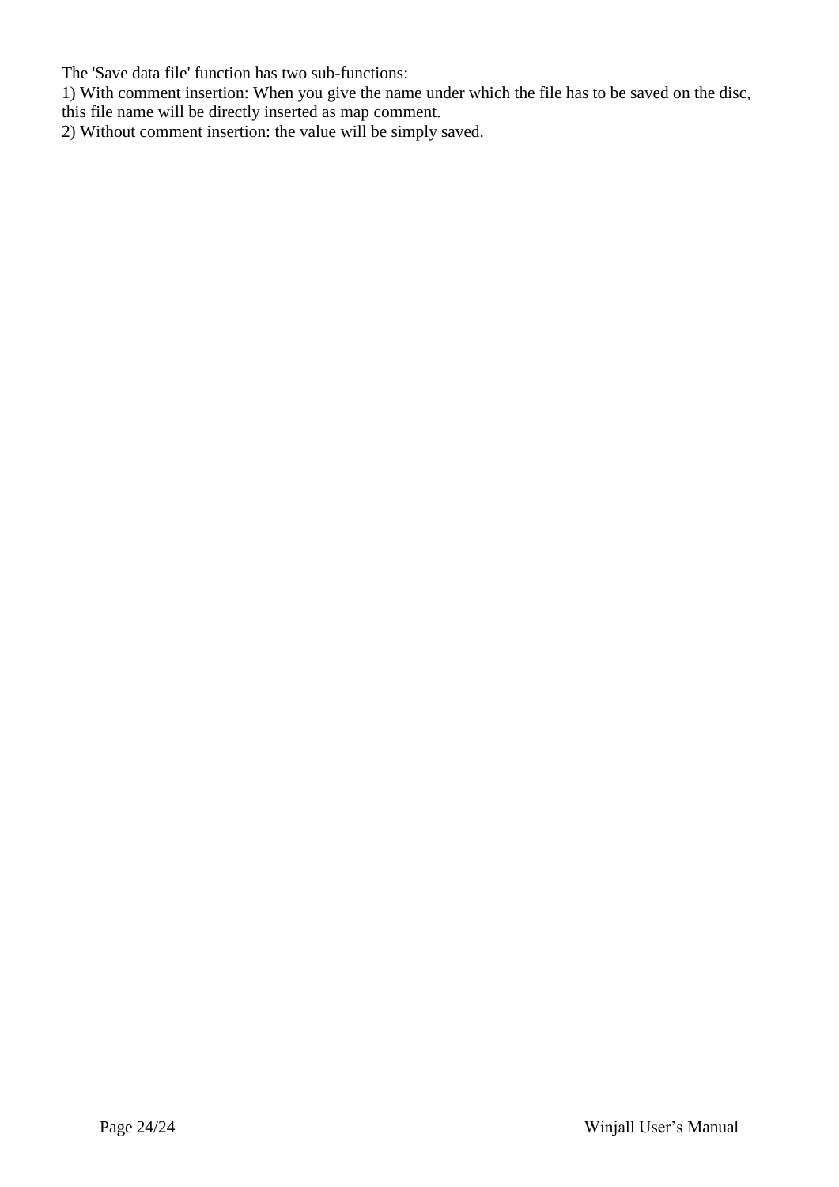The 'Save data file' function has two sub-functions:

1) With comment insertion: When you give the name under which the file has to be saved on the disc, this file name will be directly inserted as map comment.

2) Without comment insertion: the value will be simply saved.